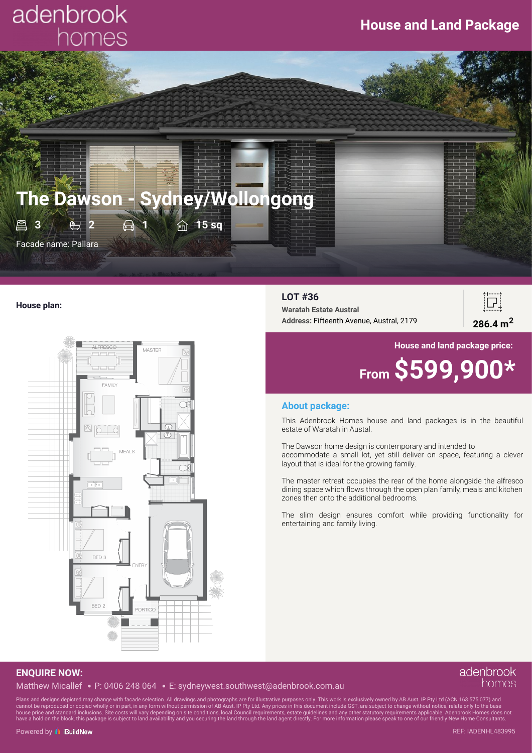adenbrook homes

# House and Land Package

## The Dawson - Sydney/Wollongong

3 | 2 | 1 | 15 sq

Facade name: Pallara

**House plan:**

ALFRESCO
MASTER
FAMILY
MEALS
BED 3
ENTRY
BED 2
PORTICO

**LOT #36**

**Waratah Estate Austral**

**Address:** Fifteenth Avenue, Austral, 2179

**286.4 m$^2$**

**House and land package price:**

**From $599,900***

### About package:

This Adenbrook Homes house and land packages is in the beautiful estate of Waratah in Austal.

The Dawson home design is contemporary and intended to accommodate a small lot, yet still deliver on space, featuring a clever layout that is ideal for the growing family.

The master retreat occupies the rear of the home alongside the alfresco dining space which flows through the open plan family, meals and kitchen zones then onto the additional bedrooms.

The slim design ensures comfort while providing functionality for entertaining and family living.

**ENQUIRE NOW:**

Matthew Micallef • P: 0406 248 064 • E: sydneywest.southwest@adenbrook.com.au

adenbrook homes

Plans and designs depicted may change with facade selection. All drawings and photographs are for illustrative purposes only. This work is exclusively owned by AB Aust. IP Pty Ltd (ACN 163 575 077) and cannot be reproduced or copied wholly or in part, in any form without permission of AB Aust. IP Pty Ltd. Any prices in this document include GST, are subject to change without notice, relate only to the base house price and standard inclusions. Site costs will vary depending on site conditions, local Council requirements, estate guidelines and any other statutory requirements applicable. Adenbrook Homes does not have a hold on the block, this package is subject to land availability and you securing the land through the land agent directly. For more information please speak to one of our friendly New Home Consultants.

Powered by iBuildNew

REF: IADENHL483995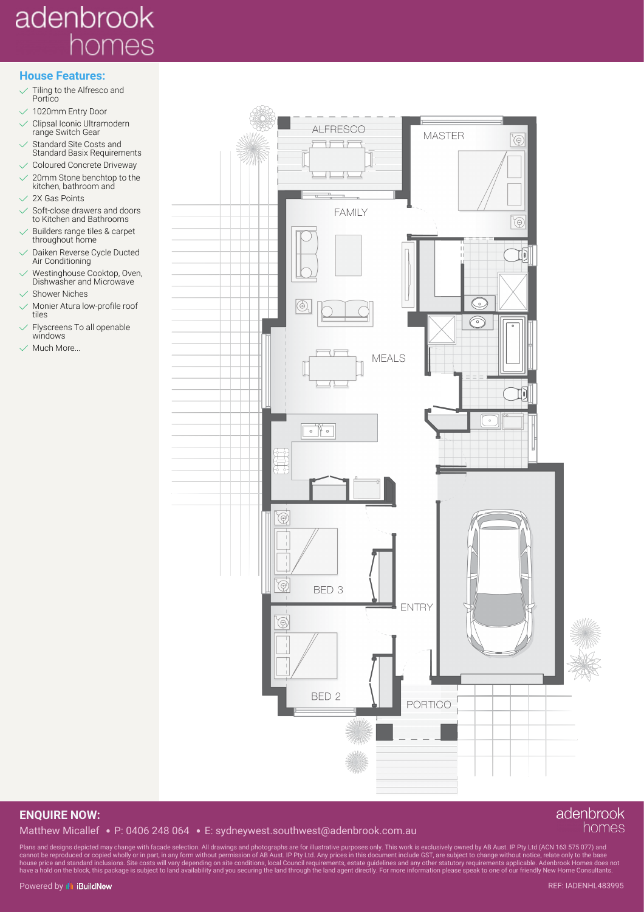# adenbrook homes

## House Features:

- Tiling to the Alfresco and Portico
- 1020mm Entry Door
- Clipsal Iconic Ultramodern range Switch Gear
- Standard Site Costs and Standard Basix Requirements
- Coloured Concrete Driveway
- 20mm Stone benchtop to the kitchen, bathroom and
- 2X Gas Points
- Soft-close drawers and doors to Kitchen and Bathrooms
- Builders range tiles & carpet throughout home
- Daiken Reverse Cycle Ducted Air Conditioning
- Westinghouse Cooktop, Oven, Dishwasher and Microwave
- Shower Niches
- Monier Atura low-profile roof tiles
- Flyscreens To all openable windows
- Much More...

ALFRESCO

MASTER

FAMILY

MEALS

BED 3

ENTRY

BED 2

PORTICO

## ENQUIRE NOW:

Matthew Micallef • P: 0406 248 064 • E: sydneywest.southwest@adenbrook.com.au

adenbrook homes

Plans and designs depicted may change with facade selection. All drawings and photographs are for illustrative purposes only. This work is exclusively owned by AB Aust. IP Pty Ltd (ACN 163 575 077) and cannot be reproduced or copied wholly or in part, in any form without permission of AB Aust. IP Pty Ltd. Any prices in this document include GST, are subject to change without notice, relate only to the base house price and standard inclusions. Site costs will vary depending on site conditions, local Council requirements, estate guidelines and any other statutory requirements applicable. Adenbrook Homes does not have a hold on the block, this package is subject to land availability and you securing the land through the land agent directly. For more information please speak to one of our friendly New Home Consultants.

Powered by iBuildNew

REF: IADENHL483995